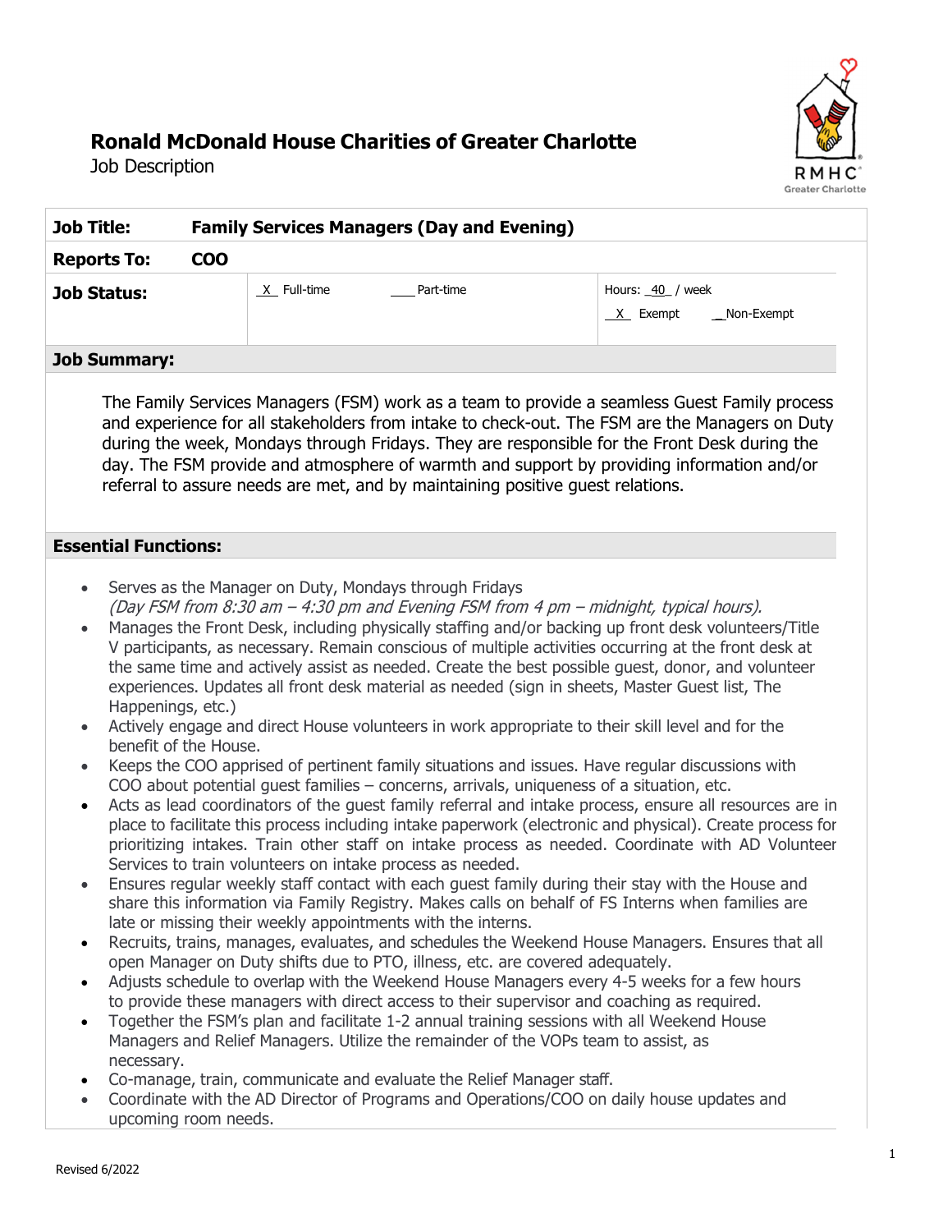# Ronald McDonald House Charities of Greater Charlotte

Job Description

| **Job Title:** | **Family Services Managers (Day and Evening)** | | |
|---|---|---|---|
| **Reports To:** | **COO** | | |
| **Job Status:** | _X_ Full-time | ___ Part-time | Hours: _40_ / week<br>_X_ Exempt __Non-Exempt |

## Job Summary:

The Family Services Managers (FSM) work as a team to provide a seamless Guest Family process and experience for all stakeholders from intake to check-out. The FSM are the Managers on Duty during the week, Mondays through Fridays. They are responsible for the Front Desk during the day. The FSM provide and atmosphere of warmth and support by providing information and/or referral to assure needs are met, and by maintaining positive guest relations.

## Essential Functions:

- Serves as the Manager on Duty, Mondays through Fridays
  *(Day FSM from 8:30 am – 4:30 pm and Evening FSM from 4 pm – midnight, typical hours).*
- Manages the Front Desk, including physically staffing and/or backing up front desk volunteers/Title V participants, as necessary. Remain conscious of multiple activities occurring at the front desk at the same time and actively assist as needed. Create the best possible guest, donor, and volunteer experiences. Updates all front desk material as needed (sign in sheets, Master Guest list, The Happenings, etc.)
- Actively engage and direct House volunteers in work appropriate to their skill level and for the benefit of the House.
- Keeps the COO apprised of pertinent family situations and issues. Have regular discussions with COO about potential guest families – concerns, arrivals, uniqueness of a situation, etc.
- Acts as lead coordinators of the guest family referral and intake process, ensure all resources are in place to facilitate this process including intake paperwork (electronic and physical). Create process for prioritizing intakes. Train other staff on intake process as needed. Coordinate with AD Volunteer Services to train volunteers on intake process as needed.
- Ensures regular weekly staff contact with each guest family during their stay with the House and share this information via Family Registry. Makes calls on behalf of FS Interns when families are late or missing their weekly appointments with the interns.
- Recruits, trains, manages, evaluates, and schedules the Weekend House Managers. Ensures that all open Manager on Duty shifts due to PTO, illness, etc. are covered adequately.
- Adjusts schedule to overlap with the Weekend House Managers every 4-5 weeks for a few hours to provide these managers with direct access to their supervisor and coaching as required.
- Together the FSM's plan and facilitate 1-2 annual training sessions with all Weekend House Managers and Relief Managers. Utilize the remainder of the VOPs team to assist, as necessary.
- Co-manage, train, communicate and evaluate the Relief Manager staff.
- Coordinate with the AD Director of Programs and Operations/COO on daily house updates and upcoming room needs.

Revised 6/2022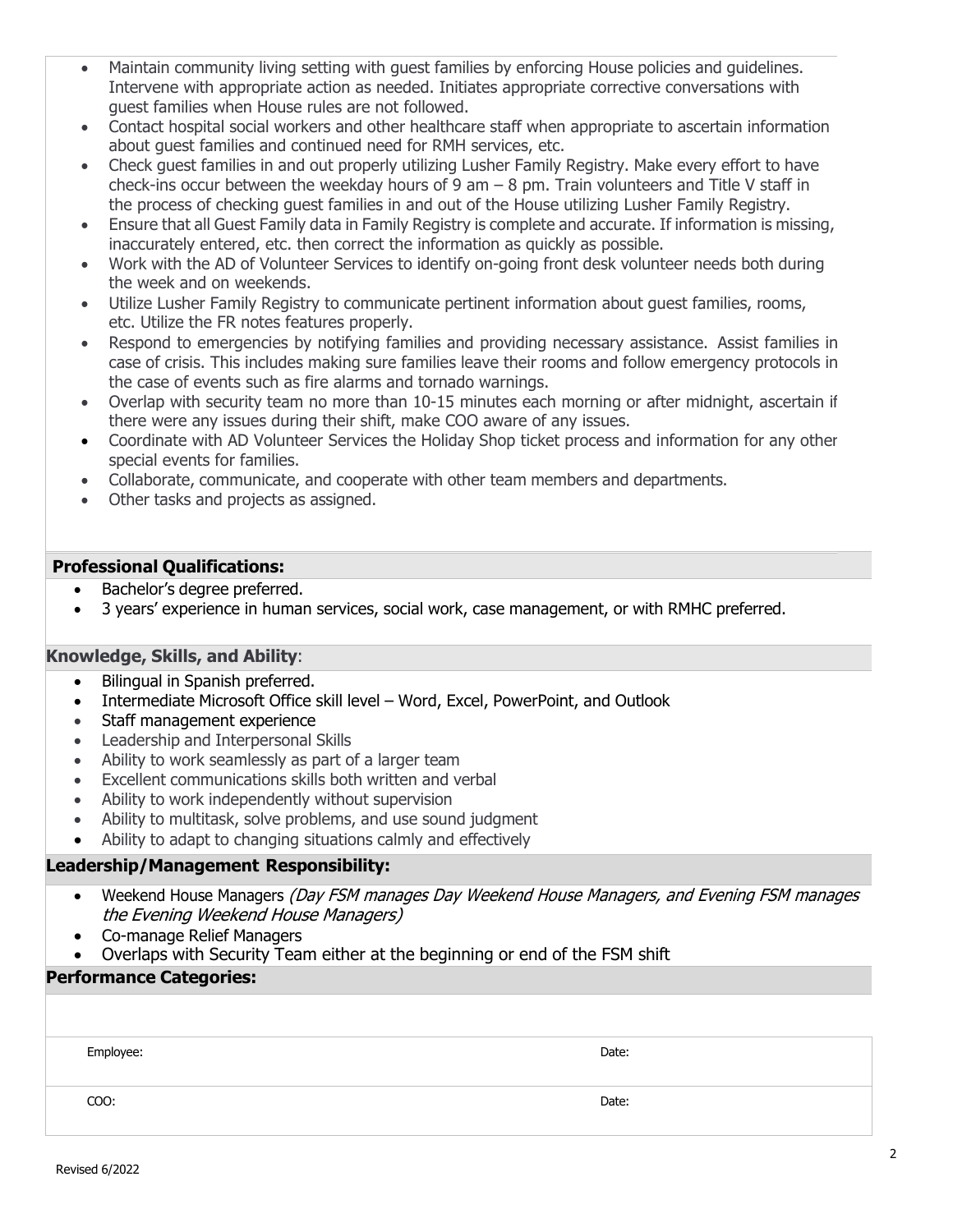- Maintain community living setting with guest families by enforcing House policies and guidelines. Intervene with appropriate action as needed. Initiates appropriate corrective conversations with guest families when House rules are not followed.
- Contact hospital social workers and other healthcare staff when appropriate to ascertain information about guest families and continued need for RMH services, etc.
- Check guest families in and out properly utilizing Lusher Family Registry. Make every effort to have check-ins occur between the weekday hours of 9 am – 8 pm. Train volunteers and Title V staff in the process of checking guest families in and out of the House utilizing Lusher Family Registry.
- Ensure that all Guest Family data in Family Registry is complete and accurate. If information is missing, inaccurately entered, etc. then correct the information as quickly as possible.
- Work with the AD of Volunteer Services to identify on-going front desk volunteer needs both during the week and on weekends.
- Utilize Lusher Family Registry to communicate pertinent information about guest families, rooms, etc. Utilize the FR notes features properly.
- Respond to emergencies by notifying families and providing necessary assistance. Assist families in case of crisis. This includes making sure families leave their rooms and follow emergency protocols in the case of events such as fire alarms and tornado warnings.
- Overlap with security team no more than 10-15 minutes each morning or after midnight, ascertain if there were any issues during their shift, make COO aware of any issues.
- Coordinate with AD Volunteer Services the Holiday Shop ticket process and information for any other special events for families.
- Collaborate, communicate, and cooperate with other team members and departments.
- Other tasks and projects as assigned.

## Professional Qualifications:

- Bachelor's degree preferred.
- 3 years' experience in human services, social work, case management, or with RMHC preferred.

## Knowledge, Skills, and Ability:

- Bilingual in Spanish preferred.
- Intermediate Microsoft Office skill level – Word, Excel, PowerPoint, and Outlook
- Staff management experience
- Leadership and Interpersonal Skills
- Ability to work seamlessly as part of a larger team
- Excellent communications skills both written and verbal
- Ability to work independently without supervision
- Ability to multitask, solve problems, and use sound judgment
- Ability to adapt to changing situations calmly and effectively

## Leadership/Management Responsibility:

- Weekend House Managers *(Day FSM manages Day Weekend House Managers, and Evening FSM manages the Evening Weekend House Managers)*
- Co-manage Relief Managers
- Overlaps with Security Team either at the beginning or end of the FSM shift

## Performance Categories:

| | |
|---|---|
| Employee: | Date: |
| COO: | Date: |

Revised 6/2022